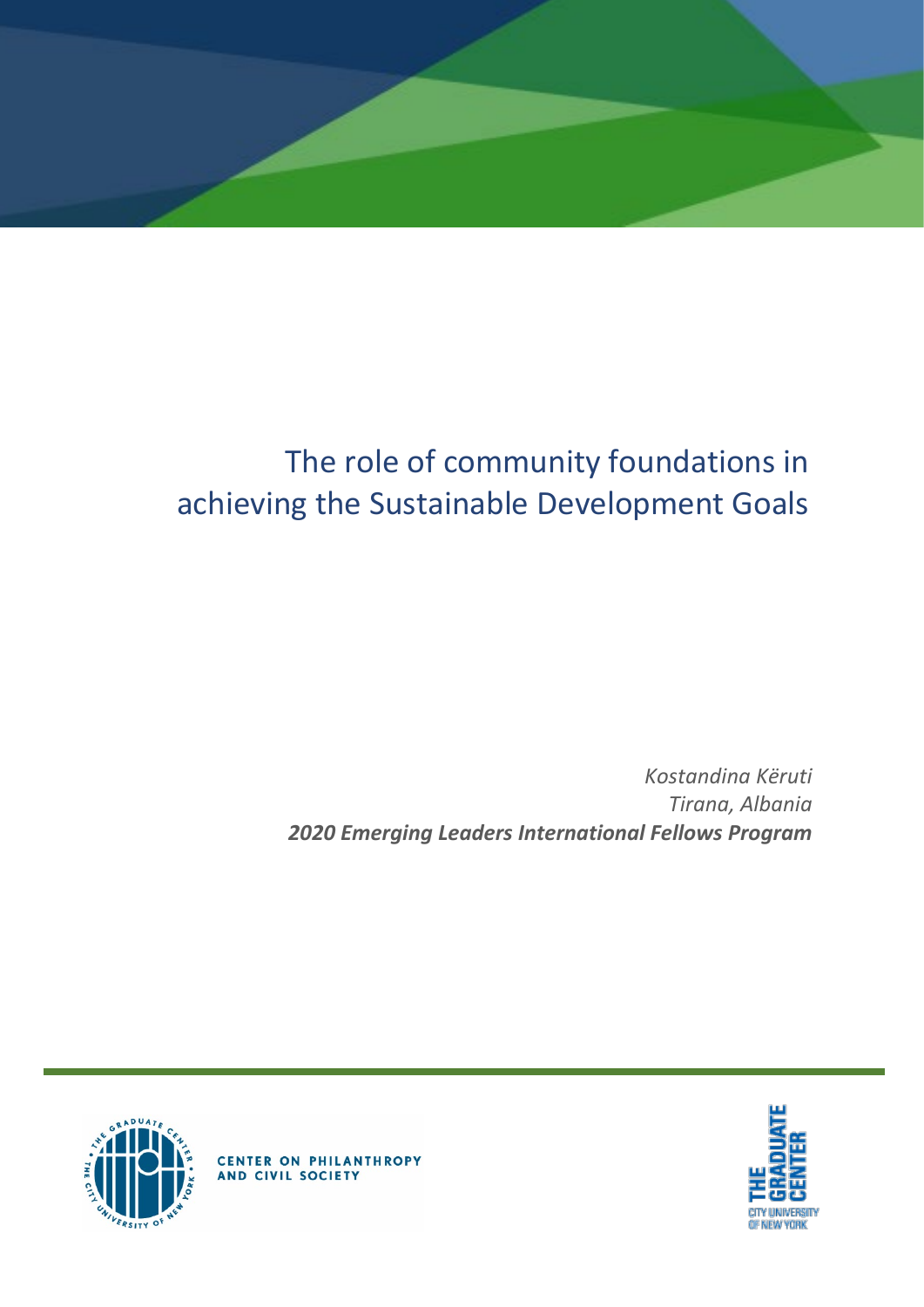# The role of community foundations in achieving the Sustainable Development Goals

*Kostandina Këruti*
*Tirana, Albania*
***2020 Emerging Leaders International Fellows Program***

CENTER ON PHILANTHROPY AND CIVIL SOCIETY

THE GRADUATE CENTER CITY UNIVERSITY OF NEW YORK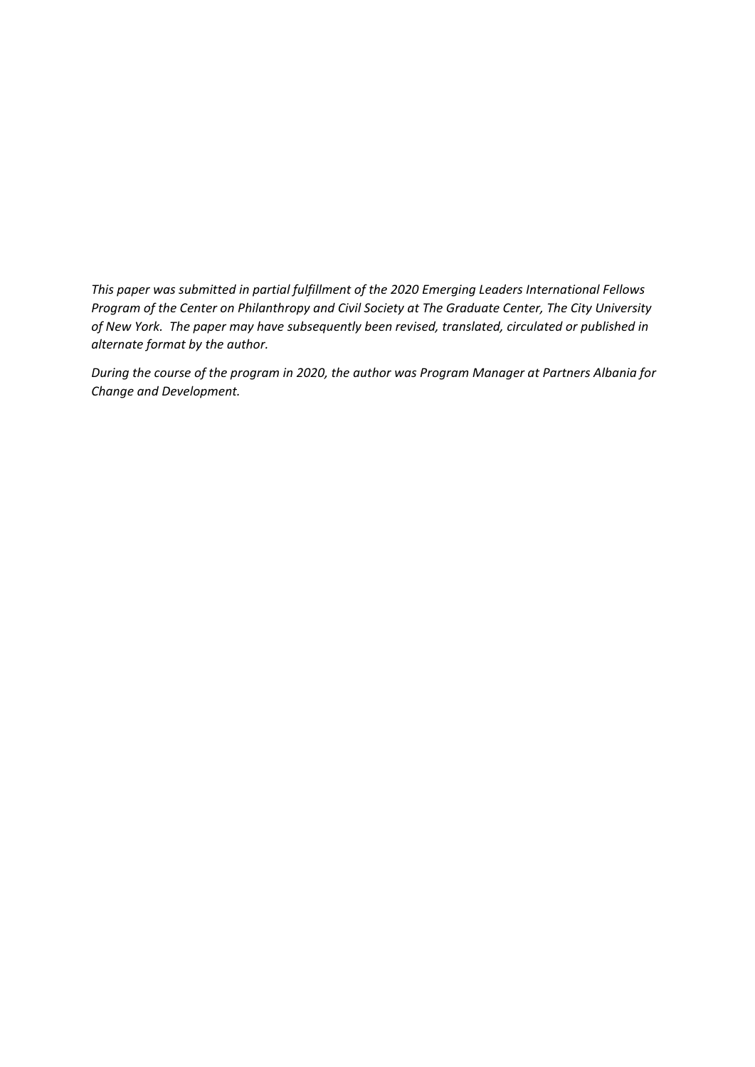*This paper was submitted in partial fulfillment of the 2020 Emerging Leaders International Fellows Program of the Center on Philanthropy and Civil Society at The Graduate Center, The City University of New York. The paper may have subsequently been revised, translated, circulated or published in alternate format by the author.*

*During the course of the program in 2020, the author was Program Manager at Partners Albania for Change and Development.*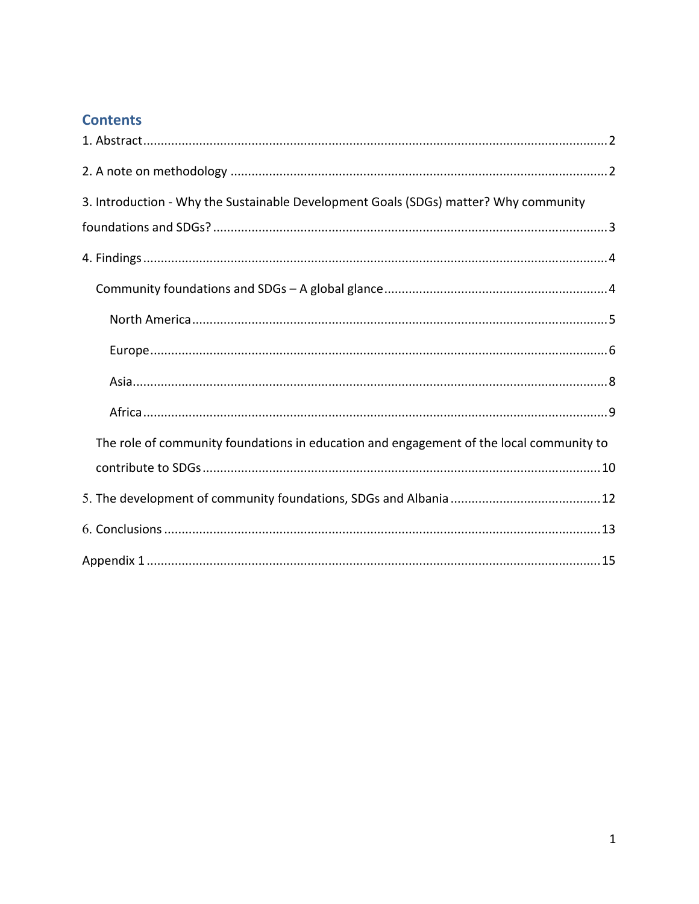## Contents

1. Abstract .......................................................... 2

2. A note on methodology .......................................................... 2

3. Introduction - Why the Sustainable Development Goals (SDGs) matter? Why community foundations and SDGs? .......................................................... 3

4. Findings .......................................................... 4

   Community foundations and SDGs – A global glance .......................................................... 4

      North America .......................................................... 5

      Europe .......................................................... 6

      Asia .......................................................... 8

      Africa .......................................................... 9

   The role of community foundations in education and engagement of the local community to contribute to SDGs .......................................................... 10

5. The development of community foundations, SDGs and Albania .......................................................... 12

6. Conclusions .......................................................... 13

Appendix 1 .......................................................... 15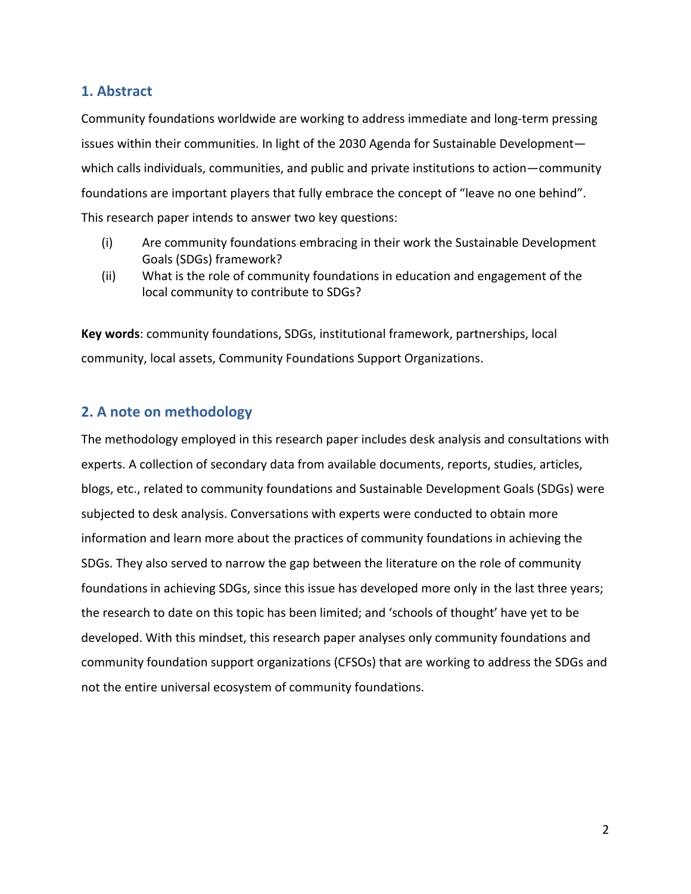## 1. Abstract

Community foundations worldwide are working to address immediate and long-term pressing issues within their communities. In light of the 2030 Agenda for Sustainable Development—which calls individuals, communities, and public and private institutions to action—community foundations are important players that fully embrace the concept of "leave no one behind". This research paper intends to answer two key questions:

(i) Are community foundations embracing in their work the Sustainable Development Goals (SDGs) framework?

(ii) What is the role of community foundations in education and engagement of the local community to contribute to SDGs?

**Key words**: community foundations, SDGs, institutional framework, partnerships, local community, local assets, Community Foundations Support Organizations.

## 2. A note on methodology

The methodology employed in this research paper includes desk analysis and consultations with experts. A collection of secondary data from available documents, reports, studies, articles, blogs, etc., related to community foundations and Sustainable Development Goals (SDGs) were subjected to desk analysis. Conversations with experts were conducted to obtain more information and learn more about the practices of community foundations in achieving the SDGs. They also served to narrow the gap between the literature on the role of community foundations in achieving SDGs, since this issue has developed more only in the last three years; the research to date on this topic has been limited; and 'schools of thought' have yet to be developed. With this mindset, this research paper analyses only community foundations and community foundation support organizations (CFSOs) that are working to address the SDGs and not the entire universal ecosystem of community foundations.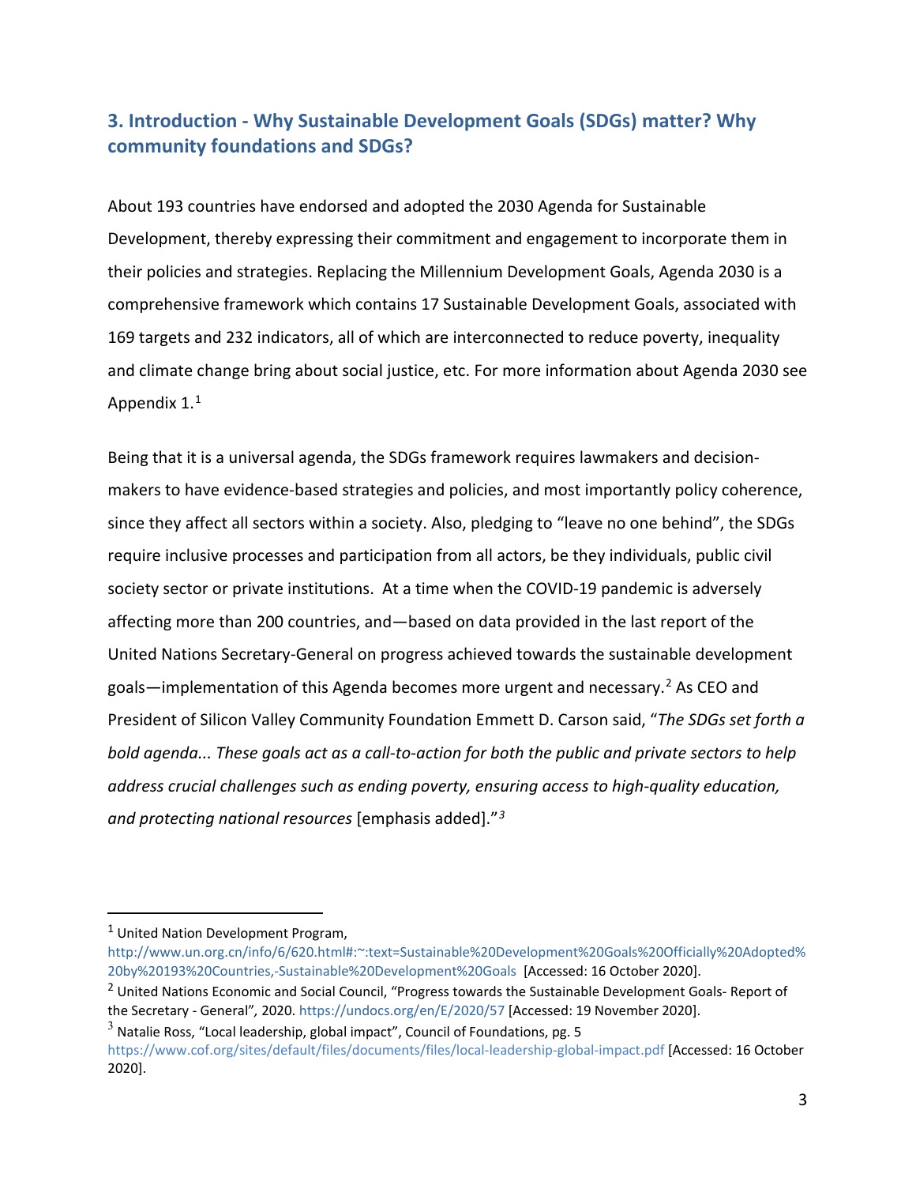## 3. Introduction - Why Sustainable Development Goals (SDGs) matter? Why community foundations and SDGs?

About 193 countries have endorsed and adopted the 2030 Agenda for Sustainable Development, thereby expressing their commitment and engagement to incorporate them in their policies and strategies. Replacing the Millennium Development Goals, Agenda 2030 is a comprehensive framework which contains 17 Sustainable Development Goals, associated with 169 targets and 232 indicators, all of which are interconnected to reduce poverty, inequality and climate change bring about social justice, etc. For more information about Agenda 2030 see Appendix 1.[1]

Being that it is a universal agenda, the SDGs framework requires lawmakers and decision-makers to have evidence-based strategies and policies, and most importantly policy coherence, since they affect all sectors within a society. Also, pledging to "leave no one behind", the SDGs require inclusive processes and participation from all actors, be they individuals, public civil society sector or private institutions. At a time when the COVID-19 pandemic is adversely affecting more than 200 countries, and—based on data provided in the last report of the United Nations Secretary-General on progress achieved towards the sustainable development goals—implementation of this Agenda becomes more urgent and necessary.[2] As CEO and President of Silicon Valley Community Foundation Emmett D. Carson said, "*The SDGs set forth a bold agenda... These goals act as a call-to-action for both the public and private sectors to help address crucial challenges such as ending poverty, ensuring access to high-quality education, and protecting national resources* [emphasis added]."[3]

---

[1] United Nation Development Program, http://www.un.org.cn/info/6/620.html#:~:text=Sustainable%20Development%20Goals%20Officially%20Adopted%20by%20193%20Countries,-Sustainable%20Development%20Goals [Accessed: 16 October 2020].

[2] United Nations Economic and Social Council, "Progress towards the Sustainable Development Goals- Report of the Secretary - General", 2020. https://undocs.org/en/E/2020/57 [Accessed: 19 November 2020].

[3] Natalie Ross, "Local leadership, global impact", Council of Foundations, pg. 5 https://www.cof.org/sites/default/files/documents/files/local-leadership-global-impact.pdf [Accessed: 16 October 2020].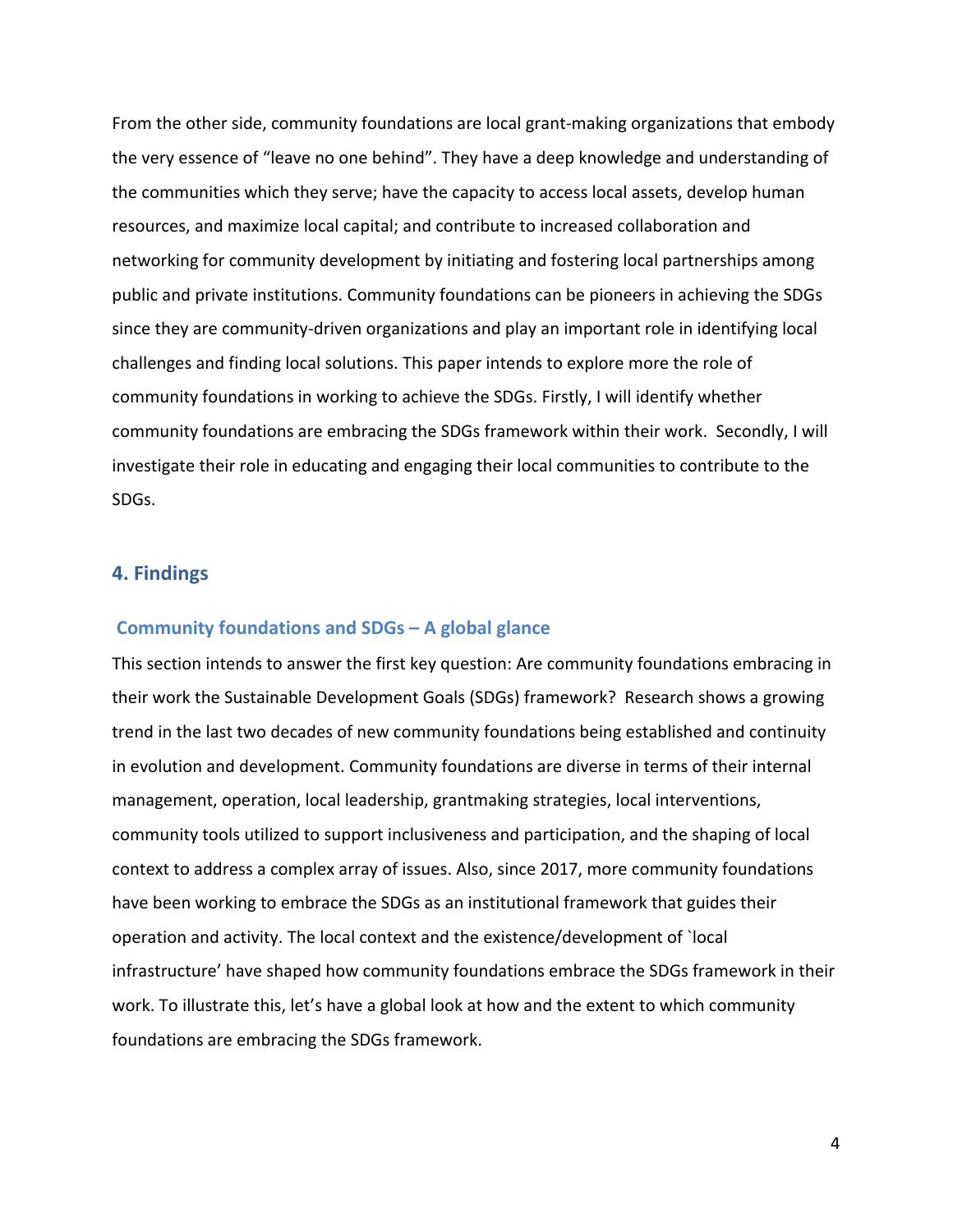From the other side, community foundations are local grant-making organizations that embody the very essence of "leave no one behind". They have a deep knowledge and understanding of the communities which they serve; have the capacity to access local assets, develop human resources, and maximize local capital; and contribute to increased collaboration and networking for community development by initiating and fostering local partnerships among public and private institutions. Community foundations can be pioneers in achieving the SDGs since they are community-driven organizations and play an important role in identifying local challenges and finding local solutions. This paper intends to explore more the role of community foundations in working to achieve the SDGs. Firstly, I will identify whether community foundations are embracing the SDGs framework within their work. Secondly, I will investigate their role in educating and engaging their local communities to contribute to the SDGs.

## 4. Findings

### Community foundations and SDGs – A global glance

This section intends to answer the first key question: Are community foundations embracing in their work the Sustainable Development Goals (SDGs) framework? Research shows a growing trend in the last two decades of new community foundations being established and continuity in evolution and development. Community foundations are diverse in terms of their internal management, operation, local leadership, grantmaking strategies, local interventions, community tools utilized to support inclusiveness and participation, and the shaping of local context to address a complex array of issues. Also, since 2017, more community foundations have been working to embrace the SDGs as an institutional framework that guides their operation and activity. The local context and the existence/development of `local infrastructure' have shaped how community foundations embrace the SDGs framework in their work. To illustrate this, let's have a global look at how and the extent to which community foundations are embracing the SDGs framework.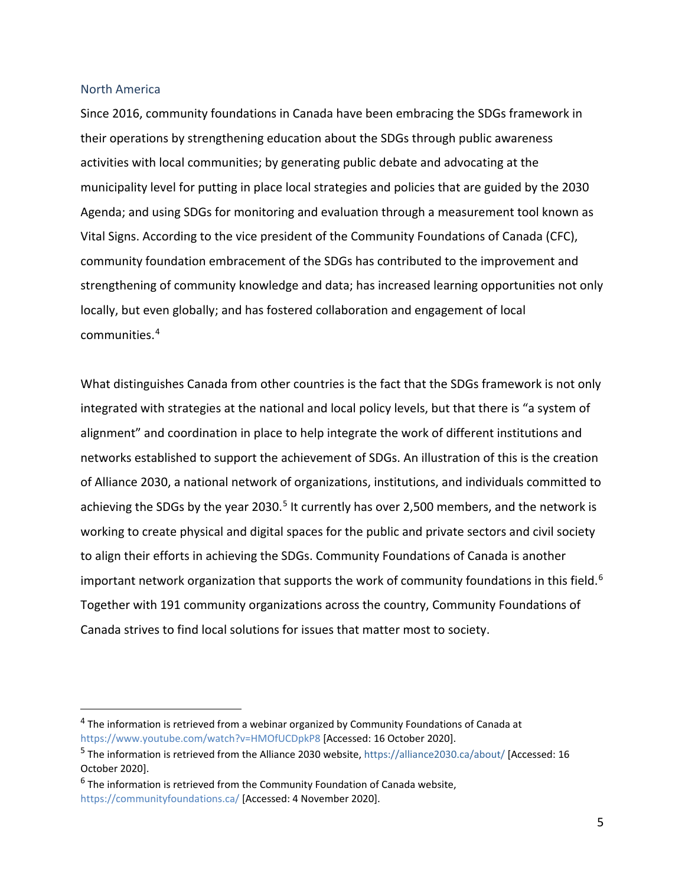## North America

Since 2016, community foundations in Canada have been embracing the SDGs framework in their operations by strengthening education about the SDGs through public awareness activities with local communities; by generating public debate and advocating at the municipality level for putting in place local strategies and policies that are guided by the 2030 Agenda; and using SDGs for monitoring and evaluation through a measurement tool known as Vital Signs. According to the vice president of the Community Foundations of Canada (CFC), community foundation embracement of the SDGs has contributed to the improvement and strengthening of community knowledge and data; has increased learning opportunities not only locally, but even globally; and has fostered collaboration and engagement of local communities.[4]

What distinguishes Canada from other countries is the fact that the SDGs framework is not only integrated with strategies at the national and local policy levels, but that there is "a system of alignment" and coordination in place to help integrate the work of different institutions and networks established to support the achievement of SDGs. An illustration of this is the creation of Alliance 2030, a national network of organizations, institutions, and individuals committed to achieving the SDGs by the year 2030.[5] It currently has over 2,500 members, and the network is working to create physical and digital spaces for the public and private sectors and civil society to align their efforts in achieving the SDGs. Community Foundations of Canada is another important network organization that supports the work of community foundations in this field.[6] Together with 191 community organizations across the country, Community Foundations of Canada strives to find local solutions for issues that matter most to society.

---

[4] The information is retrieved from a webinar organized by Community Foundations of Canada at https://www.youtube.com/watch?v=HMOfUCDpkP8 [Accessed: 16 October 2020].

[5] The information is retrieved from the Alliance 2030 website, https://alliance2030.ca/about/ [Accessed: 16 October 2020].

[6] The information is retrieved from the Community Foundation of Canada website, https://communityfoundations.ca/ [Accessed: 4 November 2020].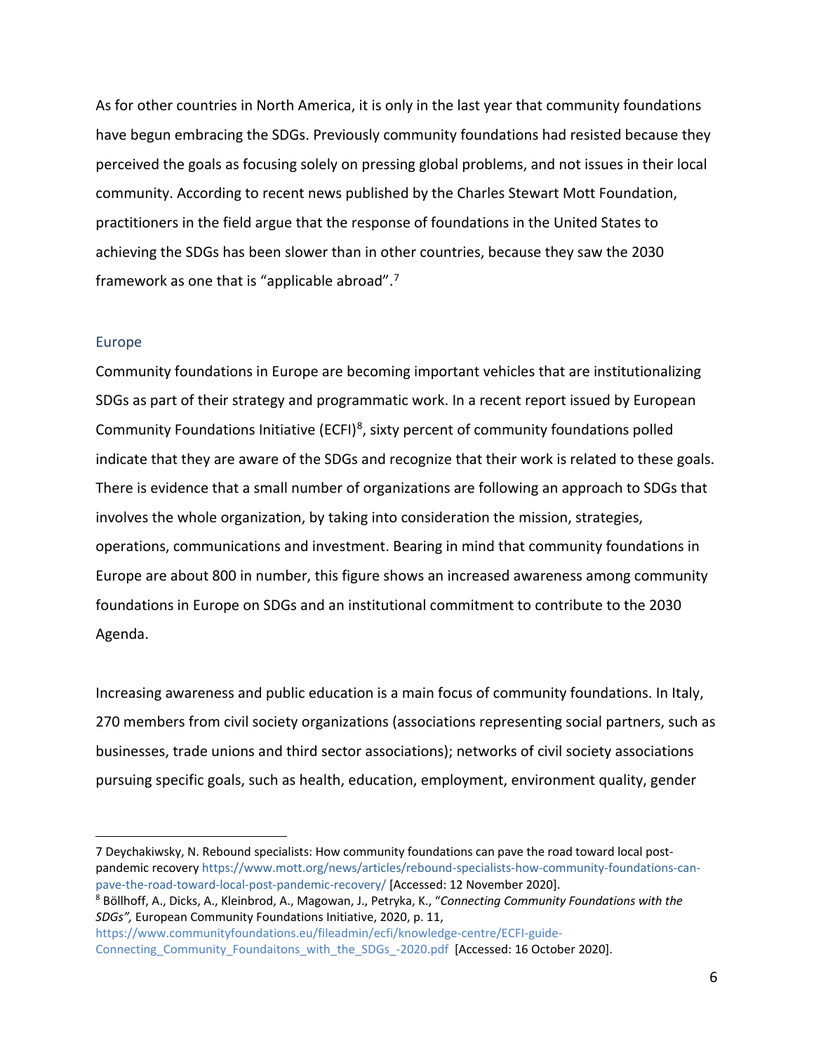As for other countries in North America, it is only in the last year that community foundations have begun embracing the SDGs. Previously community foundations had resisted because they perceived the goals as focusing solely on pressing global problems, and not issues in their local community. According to recent news published by the Charles Stewart Mott Foundation, practitioners in the field argue that the response of foundations in the United States to achieving the SDGs has been slower than in other countries, because they saw the 2030 framework as one that is "applicable abroad".[7]

### Europe

Community foundations in Europe are becoming important vehicles that are institutionalizing SDGs as part of their strategy and programmatic work. In a recent report issued by European Community Foundations Initiative (ECFI)[8], sixty percent of community foundations polled indicate that they are aware of the SDGs and recognize that their work is related to these goals. There is evidence that a small number of organizations are following an approach to SDGs that involves the whole organization, by taking into consideration the mission, strategies, operations, communications and investment. Bearing in mind that community foundations in Europe are about 800 in number, this figure shows an increased awareness among community foundations in Europe on SDGs and an institutional commitment to contribute to the 2030 Agenda.

Increasing awareness and public education is a main focus of community foundations. In Italy, 270 members from civil society organizations (associations representing social partners, such as businesses, trade unions and third sector associations); networks of civil society associations pursuing specific goals, such as health, education, employment, environment quality, gender

---

7 Deychakiwsky, N. Rebound specialists: How community foundations can pave the road toward local post-pandemic recovery https://www.mott.org/news/articles/rebound-specialists-how-community-foundations-can-pave-the-road-toward-local-post-pandemic-recovery/ [Accessed: 12 November 2020].

8 Böllhoff, A., Dicks, A., Kleinbrod, A., Magowan, J., Petryka, K., "*Connecting Community Foundations with the SDGs",* European Community Foundations Initiative, 2020, p. 11, https://www.communityfoundations.eu/fileadmin/ecfi/knowledge-centre/ECFI-guide-Connecting_Community_Foundaitons_with_the_SDGs_-2020.pdf [Accessed: 16 October 2020].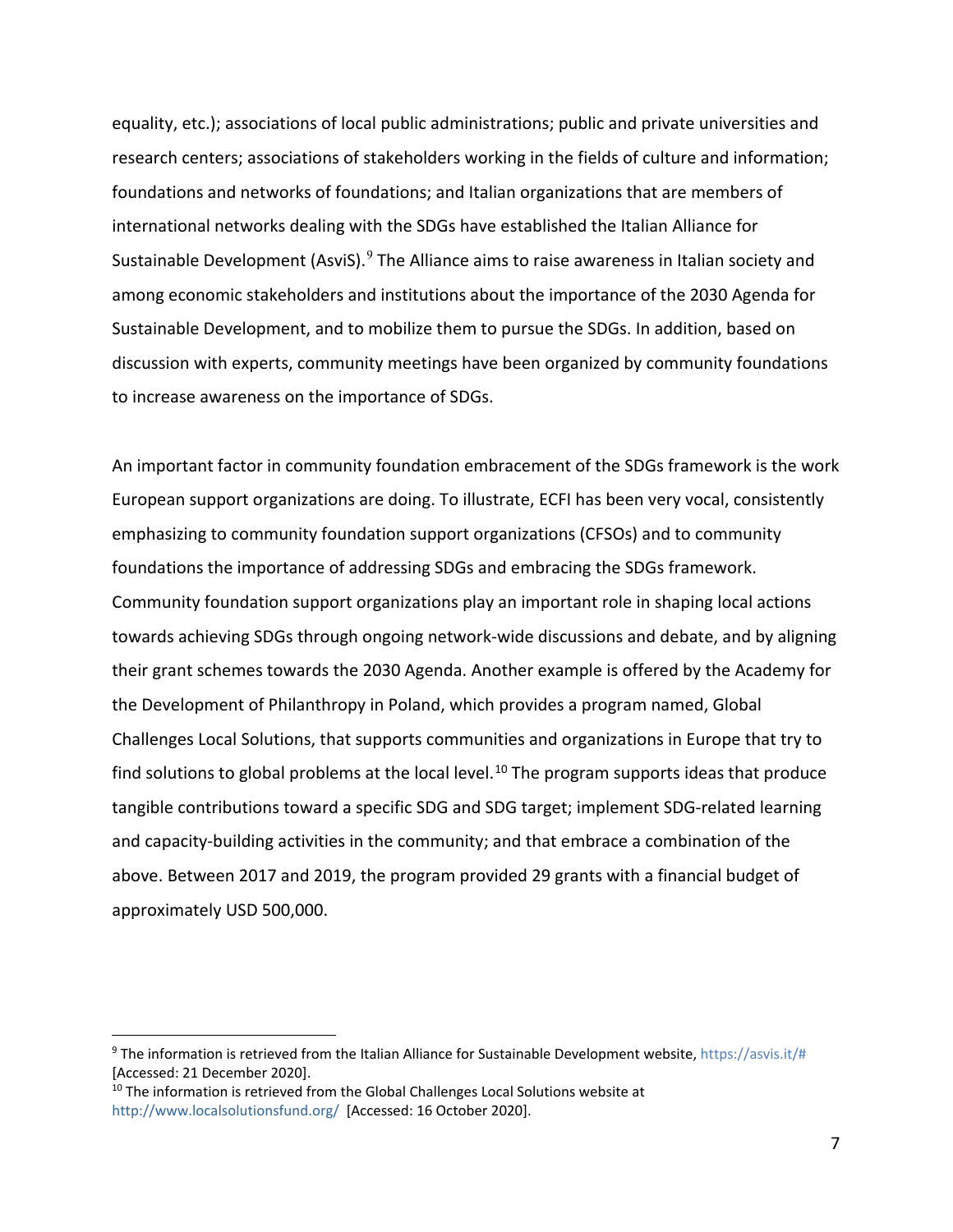equality, etc.); associations of local public administrations; public and private universities and research centers; associations of stakeholders working in the fields of culture and information; foundations and networks of foundations; and Italian organizations that are members of international networks dealing with the SDGs have established the Italian Alliance for Sustainable Development (AsviS).[9] The Alliance aims to raise awareness in Italian society and among economic stakeholders and institutions about the importance of the 2030 Agenda for Sustainable Development, and to mobilize them to pursue the SDGs. In addition, based on discussion with experts, community meetings have been organized by community foundations to increase awareness on the importance of SDGs.

An important factor in community foundation embracement of the SDGs framework is the work European support organizations are doing. To illustrate, ECFI has been very vocal, consistently emphasizing to community foundation support organizations (CFSOs) and to community foundations the importance of addressing SDGs and embracing the SDGs framework. Community foundation support organizations play an important role in shaping local actions towards achieving SDGs through ongoing network-wide discussions and debate, and by aligning their grant schemes towards the 2030 Agenda. Another example is offered by the Academy for the Development of Philanthropy in Poland, which provides a program named, Global Challenges Local Solutions, that supports communities and organizations in Europe that try to find solutions to global problems at the local level.[10] The program supports ideas that produce tangible contributions toward a specific SDG and SDG target; implement SDG-related learning and capacity-building activities in the community; and that embrace a combination of the above. Between 2017 and 2019, the program provided 29 grants with a financial budget of approximately USD 500,000.

---

[9] The information is retrieved from the Italian Alliance for Sustainable Development website, https://asvis.it/# [Accessed: 21 December 2020].

[10] The information is retrieved from the Global Challenges Local Solutions website at http://www.localsolutionsfund.org/ [Accessed: 16 October 2020].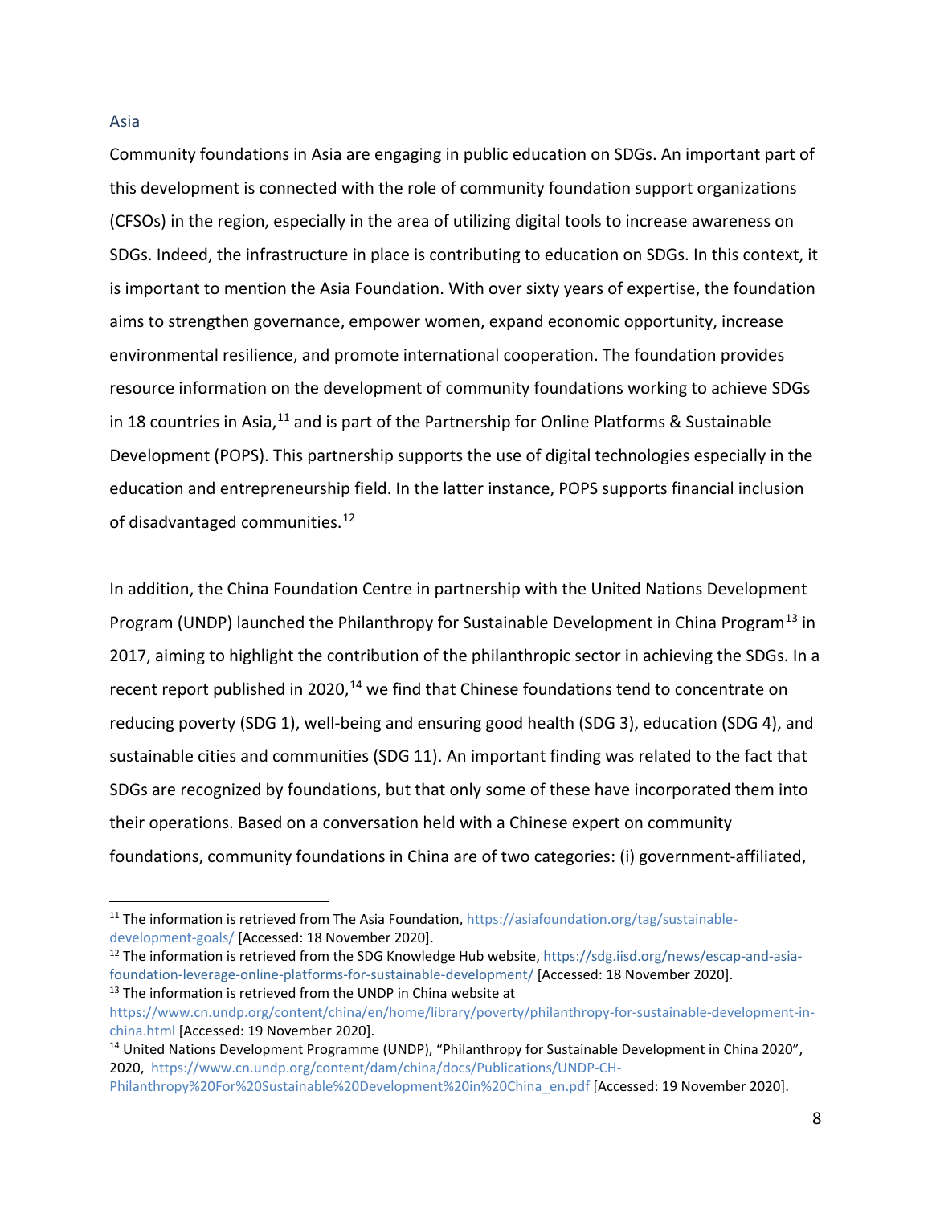### Asia

Community foundations in Asia are engaging in public education on SDGs. An important part of this development is connected with the role of community foundation support organizations (CFSOs) in the region, especially in the area of utilizing digital tools to increase awareness on SDGs. Indeed, the infrastructure in place is contributing to education on SDGs. In this context, it is important to mention the Asia Foundation. With over sixty years of expertise, the foundation aims to strengthen governance, empower women, expand economic opportunity, increase environmental resilience, and promote international cooperation. The foundation provides resource information on the development of community foundations working to achieve SDGs in 18 countries in Asia,[11] and is part of the Partnership for Online Platforms & Sustainable Development (POPS). This partnership supports the use of digital technologies especially in the education and entrepreneurship field. In the latter instance, POPS supports financial inclusion of disadvantaged communities.[12]

In addition, the China Foundation Centre in partnership with the United Nations Development Program (UNDP) launched the Philanthropy for Sustainable Development in China Program[13] in 2017, aiming to highlight the contribution of the philanthropic sector in achieving the SDGs. In a recent report published in 2020,[14] we find that Chinese foundations tend to concentrate on reducing poverty (SDG 1), well-being and ensuring good health (SDG 3), education (SDG 4), and sustainable cities and communities (SDG 11). An important finding was related to the fact that SDGs are recognized by foundations, but that only some of these have incorporated them into their operations. Based on a conversation held with a Chinese expert on community foundations, community foundations in China are of two categories: (i) government-affiliated,

---

[11] The information is retrieved from The Asia Foundation, https://asiafoundation.org/tag/sustainable-development-goals/ [Accessed: 18 November 2020].

[12] The information is retrieved from the SDG Knowledge Hub website, https://sdg.iisd.org/news/escap-and-asia-foundation-leverage-online-platforms-for-sustainable-development/ [Accessed: 18 November 2020].

[13] The information is retrieved from the UNDP in China website at https://www.cn.undp.org/content/china/en/home/library/poverty/philanthropy-for-sustainable-development-in-china.html [Accessed: 19 November 2020].

[14] United Nations Development Programme (UNDP), "Philanthropy for Sustainable Development in China 2020", 2020, https://www.cn.undp.org/content/dam/china/docs/Publications/UNDP-CH-Philanthropy%20For%20Sustainable%20Development%20in%20China_en.pdf [Accessed: 19 November 2020].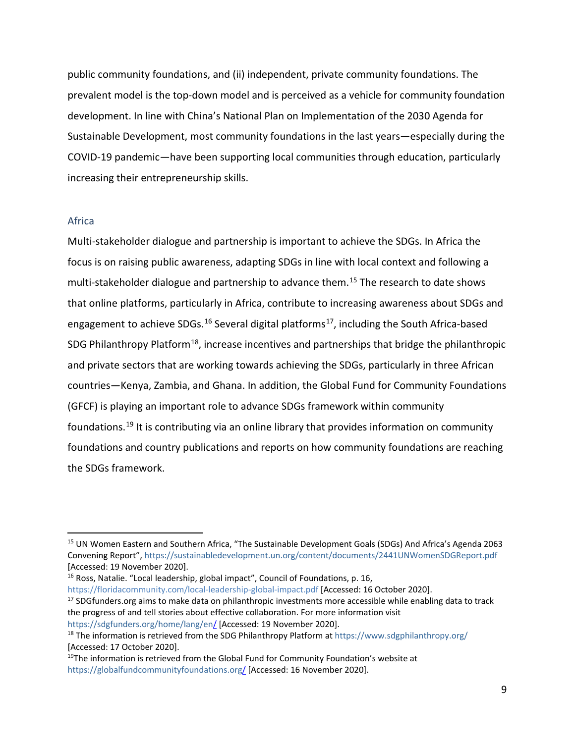public community foundations, and (ii) independent, private community foundations. The prevalent model is the top-down model and is perceived as a vehicle for community foundation development. In line with China's National Plan on Implementation of the 2030 Agenda for Sustainable Development, most community foundations in the last years—especially during the COVID-19 pandemic—have been supporting local communities through education, particularly increasing their entrepreneurship skills.

### Africa

Multi-stakeholder dialogue and partnership is important to achieve the SDGs. In Africa the focus is on raising public awareness, adapting SDGs in line with local context and following a multi-stakeholder dialogue and partnership to advance them.[15] The research to date shows that online platforms, particularly in Africa, contribute to increasing awareness about SDGs and engagement to achieve SDGs.[16] Several digital platforms[17], including the South Africa-based SDG Philanthropy Platform[18], increase incentives and partnerships that bridge the philanthropic and private sectors that are working towards achieving the SDGs, particularly in three African countries—Kenya, Zambia, and Ghana. In addition, the Global Fund for Community Foundations (GFCF) is playing an important role to advance SDGs framework within community foundations.[19] It is contributing via an online library that provides information on community foundations and country publications and reports on how community foundations are reaching the SDGs framework.

---

[15] UN Women Eastern and Southern Africa, "The Sustainable Development Goals (SDGs) And Africa's Agenda 2063 Convening Report", https://sustainabledevelopment.un.org/content/documents/2441UNWomenSDGReport.pdf [Accessed: 19 November 2020].

[16] Ross, Natalie. "Local leadership, global impact", Council of Foundations, p. 16, https://floridacommunity.com/local-leadership-global-impact.pdf [Accessed: 16 October 2020].

[17] SDGfunders.org aims to make data on philanthropic investments more accessible while enabling data to track the progress of and tell stories about effective collaboration. For more information visit https://sdgfunders.org/home/lang/en/ [Accessed: 19 November 2020].

[18] The information is retrieved from the SDG Philanthropy Platform at https://www.sdgphilanthropy.org/ [Accessed: 17 October 2020].

[19] The information is retrieved from the Global Fund for Community Foundation's website at https://globalfundcommunityfoundations.org/ [Accessed: 16 November 2020].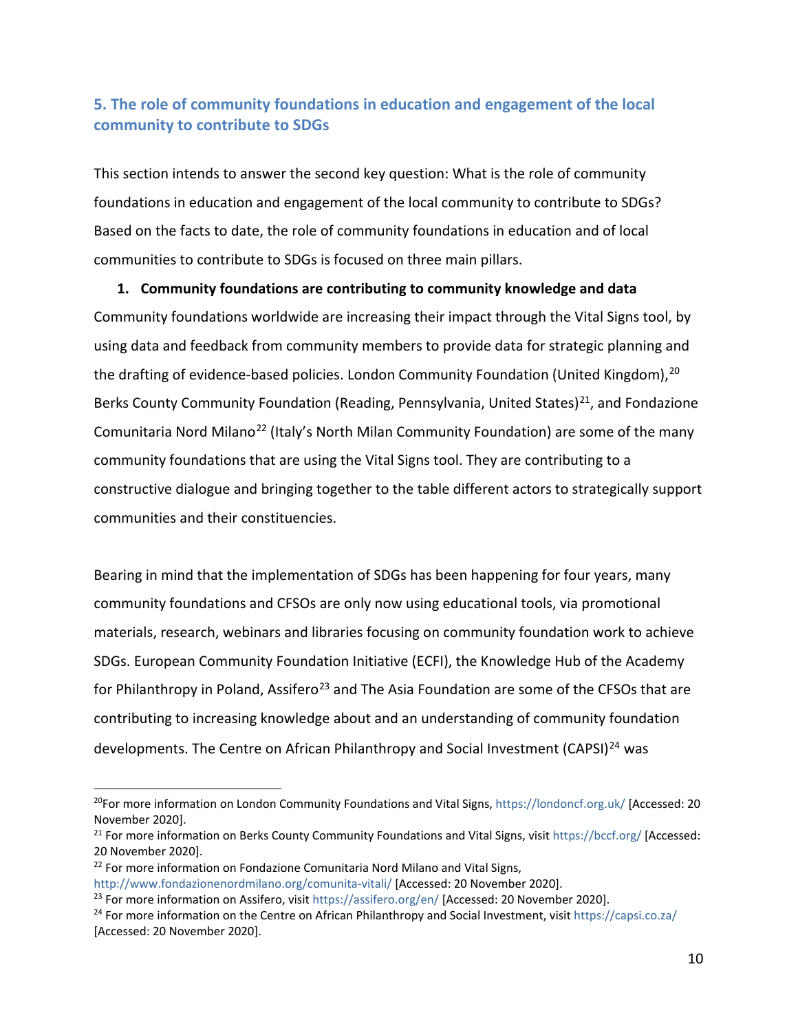## 5. The role of community foundations in education and engagement of the local community to contribute to SDGs

This section intends to answer the second key question: What is the role of community foundations in education and engagement of the local community to contribute to SDGs? Based on the facts to date, the role of community foundations in education and of local communities to contribute to SDGs is focused on three main pillars.

1. **Community foundations are contributing to community knowledge and data**

Community foundations worldwide are increasing their impact through the Vital Signs tool, by using data and feedback from community members to provide data for strategic planning and the drafting of evidence-based policies. London Community Foundation (United Kingdom),[20] Berks County Community Foundation (Reading, Pennsylvania, United States)[21], and Fondazione Comunitaria Nord Milano[22] (Italy's North Milan Community Foundation) are some of the many community foundations that are using the Vital Signs tool. They are contributing to a constructive dialogue and bringing together to the table different actors to strategically support communities and their constituencies.

Bearing in mind that the implementation of SDGs has been happening for four years, many community foundations and CFSOs are only now using educational tools, via promotional materials, research, webinars and libraries focusing on community foundation work to achieve SDGs. European Community Foundation Initiative (ECFI), the Knowledge Hub of the Academy for Philanthropy in Poland, Assifero[23] and The Asia Foundation are some of the CFSOs that are contributing to increasing knowledge about and an understanding of community foundation developments. The Centre on African Philanthropy and Social Investment (CAPSI)[24] was

---

[20] For more information on London Community Foundations and Vital Signs, https://londoncf.org.uk/ [Accessed: 20 November 2020].

[21] For more information on Berks County Community Foundations and Vital Signs, visit https://bccf.org/ [Accessed: 20 November 2020].

[22] For more information on Fondazione Comunitaria Nord Milano and Vital Signs, http://www.fondazionenordmilano.org/comunita-vitali/ [Accessed: 20 November 2020].

[23] For more information on Assifero, visit https://assifero.org/en/ [Accessed: 20 November 2020].

[24] For more information on the Centre on African Philanthropy and Social Investment, visit https://capsi.co.za/ [Accessed: 20 November 2020].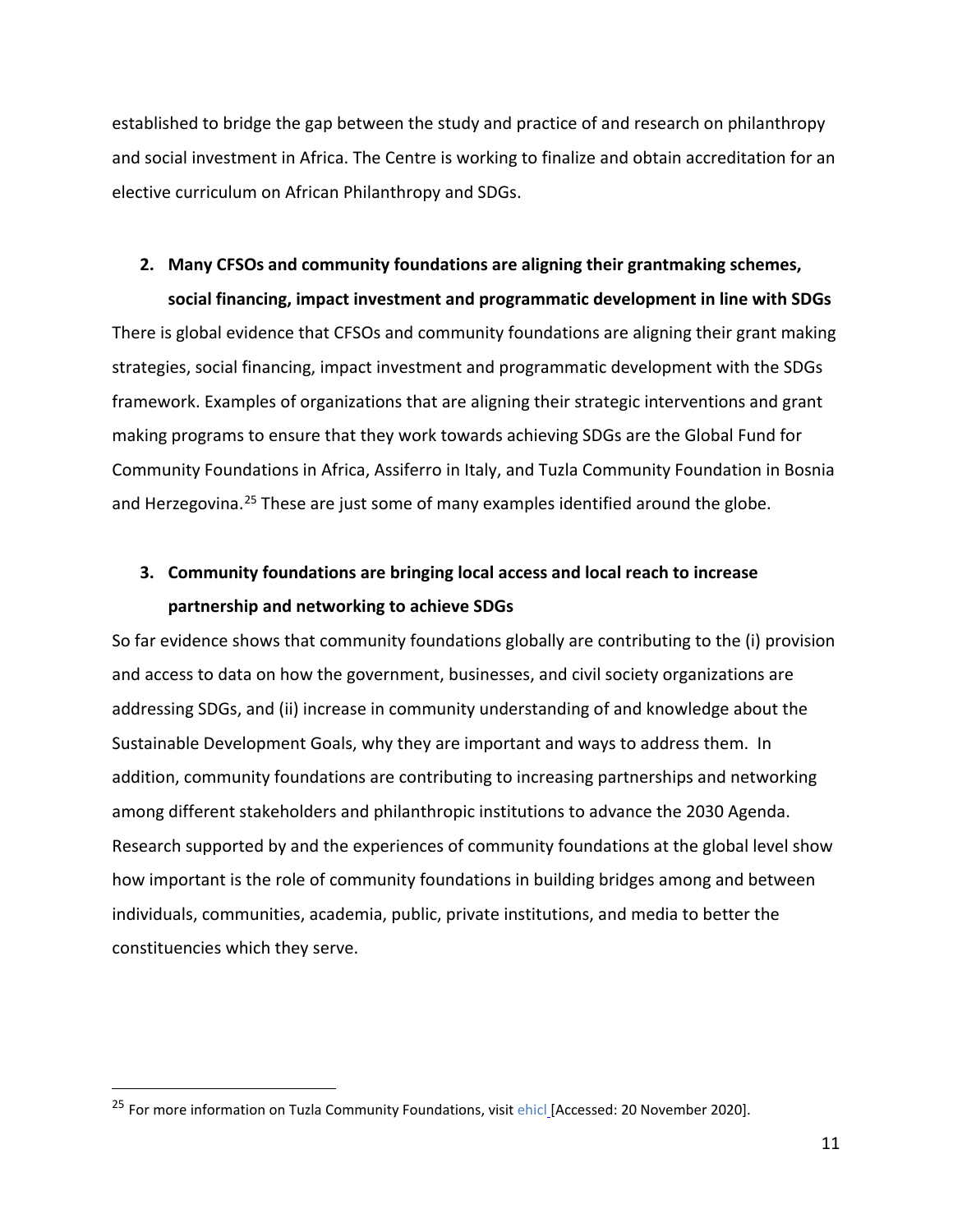established to bridge the gap between the study and practice of and research on philanthropy and social investment in Africa. The Centre is working to finalize and obtain accreditation for an elective curriculum on African Philanthropy and SDGs.

2. **Many CFSOs and community foundations are aligning their grantmaking schemes, social financing, impact investment and programmatic development in line with SDGs**

There is global evidence that CFSOs and community foundations are aligning their grant making strategies, social financing, impact investment and programmatic development with the SDGs framework. Examples of organizations that are aligning their strategic interventions and grant making programs to ensure that they work towards achieving SDGs are the Global Fund for Community Foundations in Africa, Assiferro in Italy, and Tuzla Community Foundation in Bosnia and Herzegovina.[25] These are just some of many examples identified around the globe.

3. **Community foundations are bringing local access and local reach to increase partnership and networking to achieve SDGs**

So far evidence shows that community foundations globally are contributing to the (i) provision and access to data on how the government, businesses, and civil society organizations are addressing SDGs, and (ii) increase in community understanding of and knowledge about the Sustainable Development Goals, why they are important and ways to address them. In addition, community foundations are contributing to increasing partnerships and networking among different stakeholders and philanthropic institutions to advance the 2030 Agenda. Research supported by and the experiences of community foundations at the global level show how important is the role of community foundations in building bridges among and between individuals, communities, academia, public, private institutions, and media to better the constituencies which they serve.

---

[25] For more information on Tuzla Community Foundations, visit ehicl [Accessed: 20 November 2020].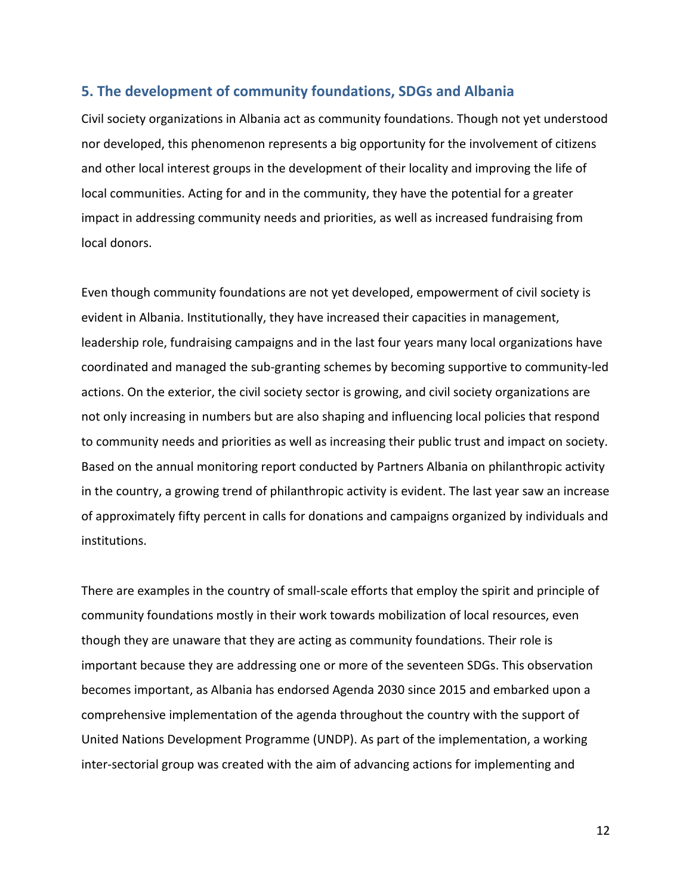## 5. The development of community foundations, SDGs and Albania

Civil society organizations in Albania act as community foundations. Though not yet understood nor developed, this phenomenon represents a big opportunity for the involvement of citizens and other local interest groups in the development of their locality and improving the life of local communities. Acting for and in the community, they have the potential for a greater impact in addressing community needs and priorities, as well as increased fundraising from local donors.

Even though community foundations are not yet developed, empowerment of civil society is evident in Albania. Institutionally, they have increased their capacities in management, leadership role, fundraising campaigns and in the last four years many local organizations have coordinated and managed the sub-granting schemes by becoming supportive to community-led actions. On the exterior, the civil society sector is growing, and civil society organizations are not only increasing in numbers but are also shaping and influencing local policies that respond to community needs and priorities as well as increasing their public trust and impact on society. Based on the annual monitoring report conducted by Partners Albania on philanthropic activity in the country, a growing trend of philanthropic activity is evident. The last year saw an increase of approximately fifty percent in calls for donations and campaigns organized by individuals and institutions.

There are examples in the country of small-scale efforts that employ the spirit and principle of community foundations mostly in their work towards mobilization of local resources, even though they are unaware that they are acting as community foundations. Their role is important because they are addressing one or more of the seventeen SDGs. This observation becomes important, as Albania has endorsed Agenda 2030 since 2015 and embarked upon a comprehensive implementation of the agenda throughout the country with the support of United Nations Development Programme (UNDP). As part of the implementation, a working inter-sectorial group was created with the aim of advancing actions for implementing and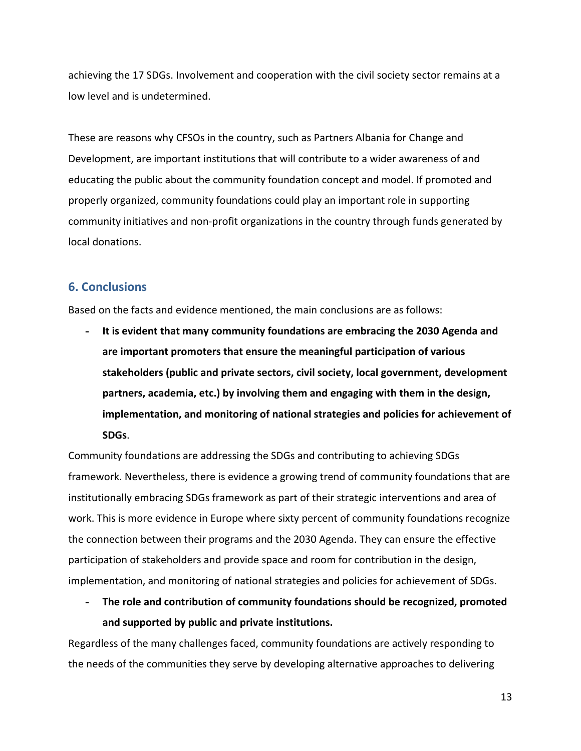achieving the 17 SDGs. Involvement and cooperation with the civil society sector remains at a low level and is undetermined.

These are reasons why CFSOs in the country, such as Partners Albania for Change and Development, are important institutions that will contribute to a wider awareness of and educating the public about the community foundation concept and model. If promoted and properly organized, community foundations could play an important role in supporting community initiatives and non-profit organizations in the country through funds generated by local donations.

## 6. Conclusions

Based on the facts and evidence mentioned, the main conclusions are as follows:

- **It is evident that many community foundations are embracing the 2030 Agenda and are important promoters that ensure the meaningful participation of various stakeholders (public and private sectors, civil society, local government, development partners, academia, etc.) by involving them and engaging with them in the design, implementation, and monitoring of national strategies and policies for achievement of SDGs**.

Community foundations are addressing the SDGs and contributing to achieving SDGs framework. Nevertheless, there is evidence a growing trend of community foundations that are institutionally embracing SDGs framework as part of their strategic interventions and area of work. This is more evidence in Europe where sixty percent of community foundations recognize the connection between their programs and the 2030 Agenda. They can ensure the effective participation of stakeholders and provide space and room for contribution in the design, implementation, and monitoring of national strategies and policies for achievement of SDGs.

- **The role and contribution of community foundations should be recognized, promoted and supported by public and private institutions.**

Regardless of the many challenges faced, community foundations are actively responding to the needs of the communities they serve by developing alternative approaches to delivering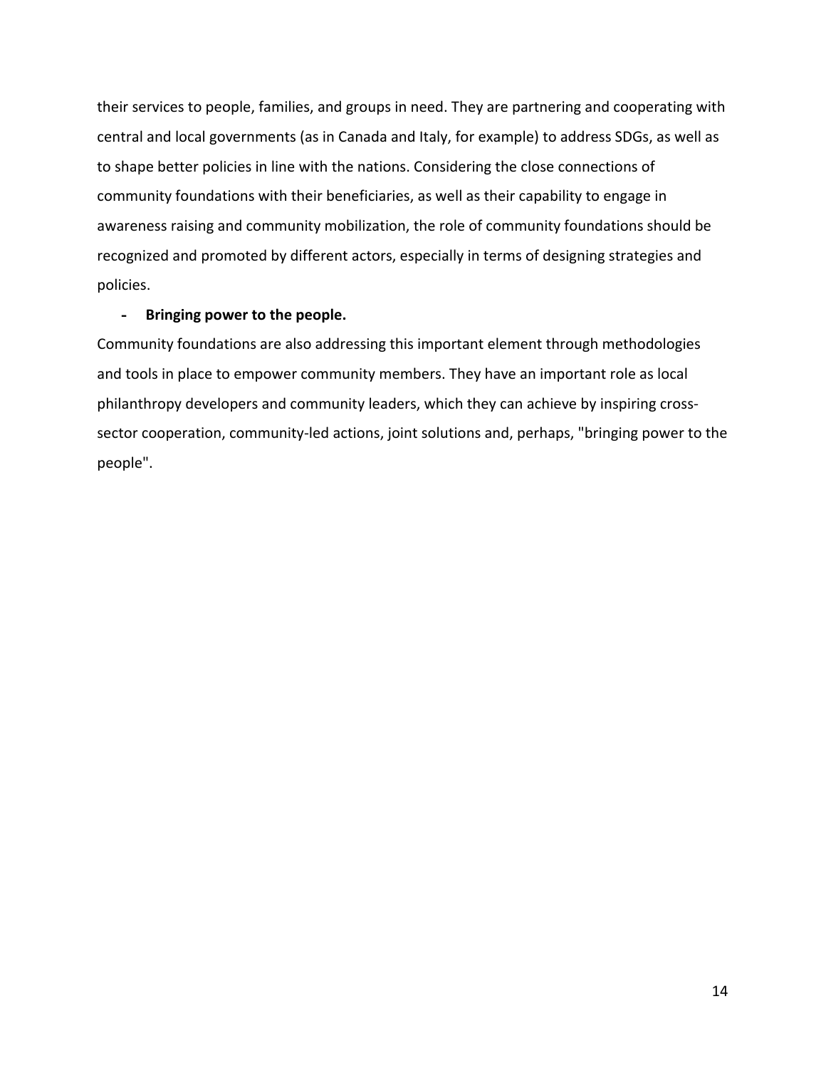their services to people, families, and groups in need. They are partnering and cooperating with central and local governments (as in Canada and Italy, for example) to address SDGs, as well as to shape better policies in line with the nations. Considering the close connections of community foundations with their beneficiaries, as well as their capability to engage in awareness raising and community mobilization, the role of community foundations should be recognized and promoted by different actors, especially in terms of designing strategies and policies.

- **Bringing power to the people.**

Community foundations are also addressing this important element through methodologies and tools in place to empower community members. They have an important role as local philanthropy developers and community leaders, which they can achieve by inspiring cross-sector cooperation, community-led actions, joint solutions and, perhaps, "bringing power to the people".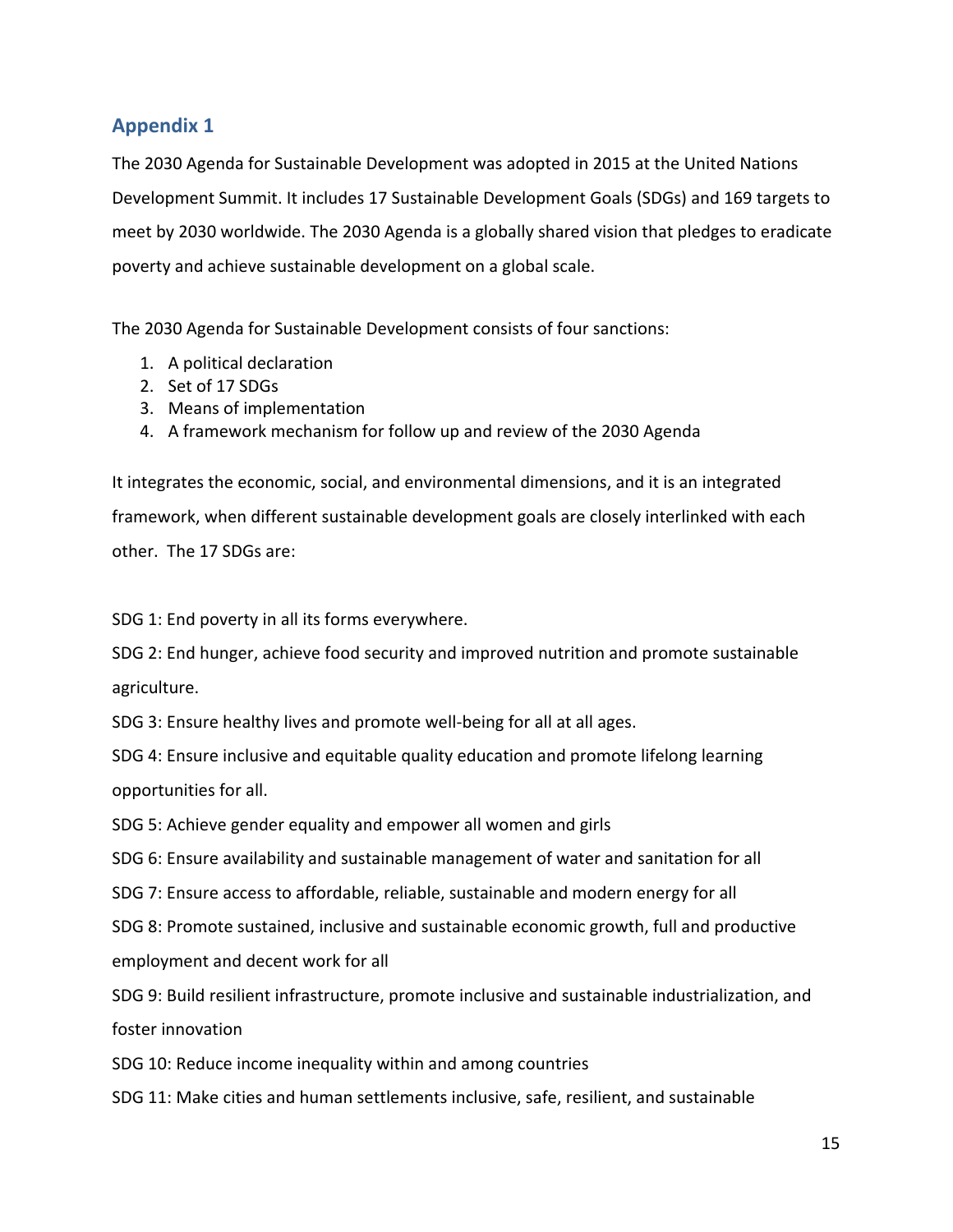## Appendix 1

The 2030 Agenda for Sustainable Development was adopted in 2015 at the United Nations Development Summit. It includes 17 Sustainable Development Goals (SDGs) and 169 targets to meet by 2030 worldwide. The 2030 Agenda is a globally shared vision that pledges to eradicate poverty and achieve sustainable development on a global scale.

The 2030 Agenda for Sustainable Development consists of four sanctions:

1. A political declaration
2. Set of 17 SDGs
3. Means of implementation
4. A framework mechanism for follow up and review of the 2030 Agenda

It integrates the economic, social, and environmental dimensions, and it is an integrated framework, when different sustainable development goals are closely interlinked with each other. The 17 SDGs are:

SDG 1: End poverty in all its forms everywhere.

SDG 2: End hunger, achieve food security and improved nutrition and promote sustainable agriculture.

SDG 3: Ensure healthy lives and promote well-being for all at all ages.

SDG 4: Ensure inclusive and equitable quality education and promote lifelong learning opportunities for all.

SDG 5: Achieve gender equality and empower all women and girls

SDG 6: Ensure availability and sustainable management of water and sanitation for all

SDG 7: Ensure access to affordable, reliable, sustainable and modern energy for all

SDG 8: Promote sustained, inclusive and sustainable economic growth, full and productive employment and decent work for all

SDG 9: Build resilient infrastructure, promote inclusive and sustainable industrialization, and foster innovation

SDG 10: Reduce income inequality within and among countries

SDG 11: Make cities and human settlements inclusive, safe, resilient, and sustainable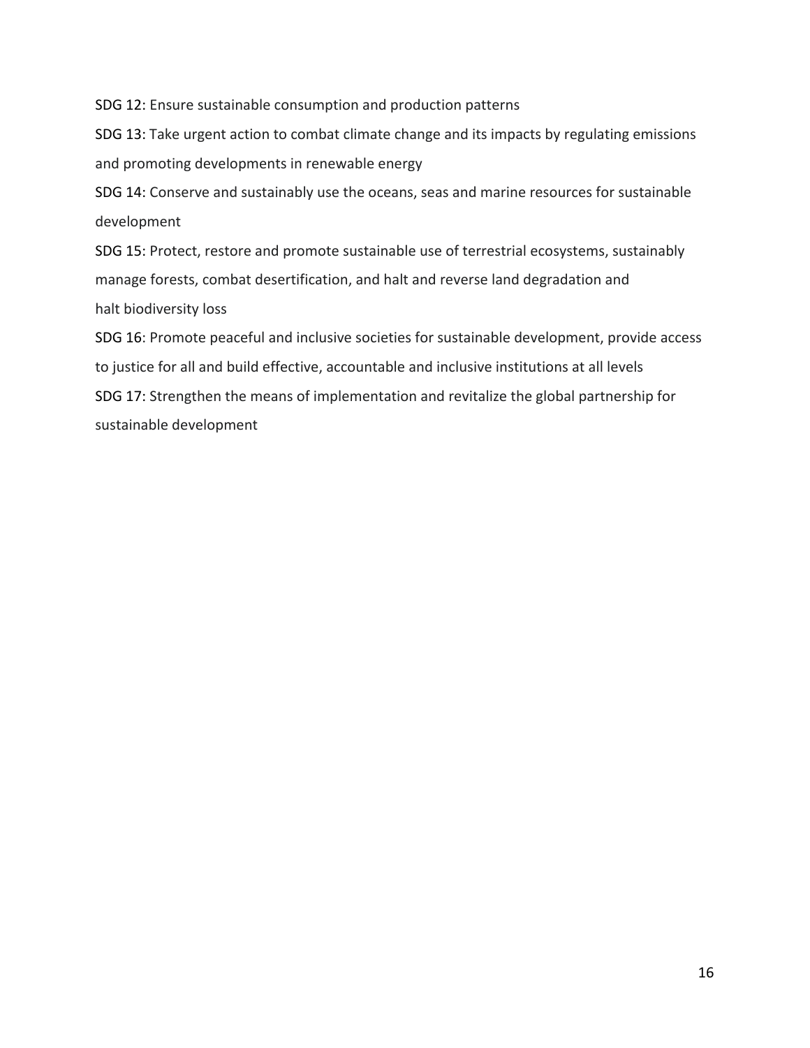SDG 12: Ensure sustainable consumption and production patterns

SDG 13: Take urgent action to combat climate change and its impacts by regulating emissions and promoting developments in renewable energy

SDG 14: Conserve and sustainably use the oceans, seas and marine resources for sustainable development

SDG 15: Protect, restore and promote sustainable use of terrestrial ecosystems, sustainably manage forests, combat desertification, and halt and reverse land degradation and halt biodiversity loss

SDG 16: Promote peaceful and inclusive societies for sustainable development, provide access to justice for all and build effective, accountable and inclusive institutions at all levels

SDG 17: Strengthen the means of implementation and revitalize the global partnership for sustainable development